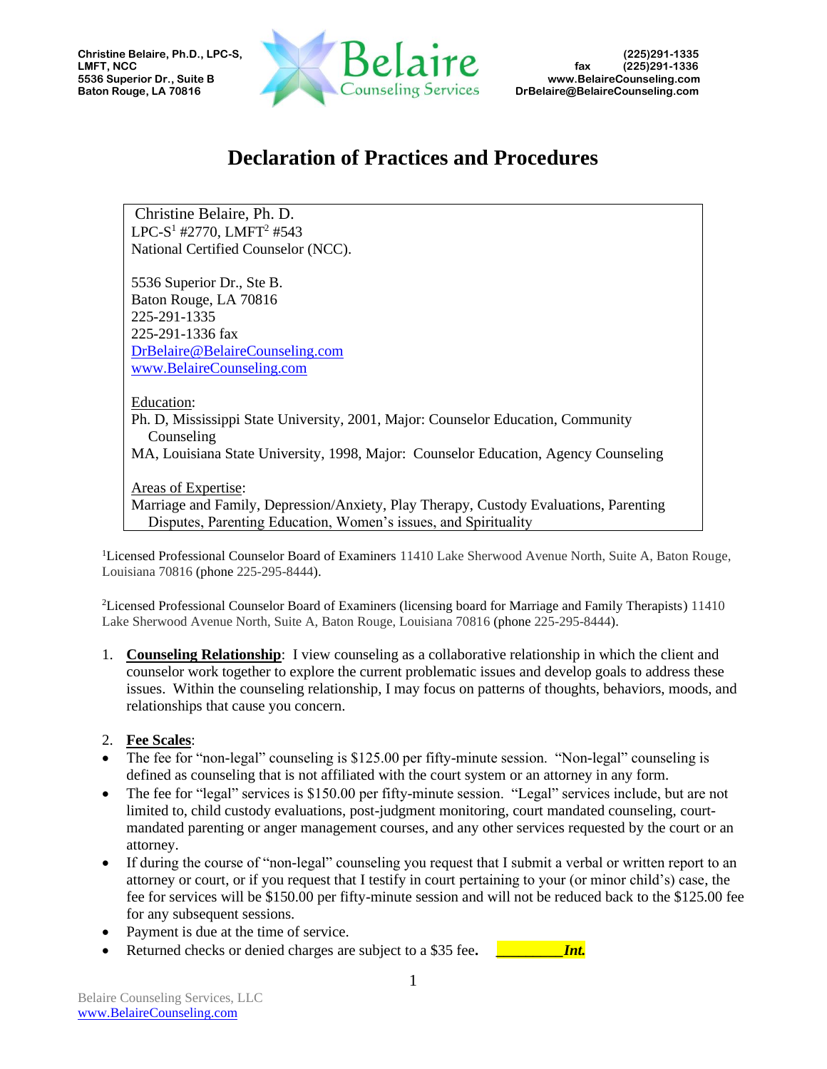Christine Belaire, Ph.D., LPC-S, LMFT, NCC
5536 Superior Dr., Suite B
Baton Rouge, LA 70816

Belaire Counseling Services

(225)291-1335
fax (225)291-1336
www.BelaireCounseling.com
DrBelaire@BelaireCounseling.com

# Declaration of Practices and Procedures

Christine Belaire, Ph. D.
LPC-S[1] #2770, LMFT[2] #543
National Certified Counselor (NCC).

5536 Superior Dr., Ste B.
Baton Rouge, LA 70816
225-291-1335
225-291-1336 fax
DrBelaire@BelaireCounseling.com
www.BelaireCounseling.com

Education:
Ph. D, Mississippi State University, 2001, Major: Counselor Education, Community Counseling
MA, Louisiana State University, 1998, Major: Counselor Education, Agency Counseling

Areas of Expertise:
Marriage and Family, Depression/Anxiety, Play Therapy, Custody Evaluations, Parenting Disputes, Parenting Education, Women's issues, and Spirituality

[1]Licensed Professional Counselor Board of Examiners 11410 Lake Sherwood Avenue North, Suite A, Baton Rouge, Louisiana 70816 (phone 225-295-8444).

[2]Licensed Professional Counselor Board of Examiners (licensing board for Marriage and Family Therapists) 11410 Lake Sherwood Avenue North, Suite A, Baton Rouge, Louisiana 70816 (phone 225-295-8444).

1. **Counseling Relationship**: I view counseling as a collaborative relationship in which the client and counselor work together to explore the current problematic issues and develop goals to address these issues. Within the counseling relationship, I may focus on patterns of thoughts, behaviors, moods, and relationships that cause you concern.

2. **Fee Scales**:

- The fee for "non-legal" counseling is $125.00 per fifty-minute session. "Non-legal" counseling is defined as counseling that is not affiliated with the court system or an attorney in any form.
- The fee for "legal" services is $150.00 per fifty-minute session. "Legal" services include, but are not limited to, child custody evaluations, post-judgment monitoring, court mandated counseling, court-mandated parenting or anger management courses, and any other services requested by the court or an attorney.
- If during the course of "non-legal" counseling you request that I submit a verbal or written report to an attorney or court, or if you request that I testify in court pertaining to your (or minor child's) case, the fee for services will be $150.00 per fifty-minute session and will not be reduced back to the $125.00 fee for any subsequent sessions.
- Payment is due at the time of service.
- Returned checks or denied charges are subject to a $35 fee. ________***Int.***

Belaire Counseling Services, LLC
www.BelaireCounseling.com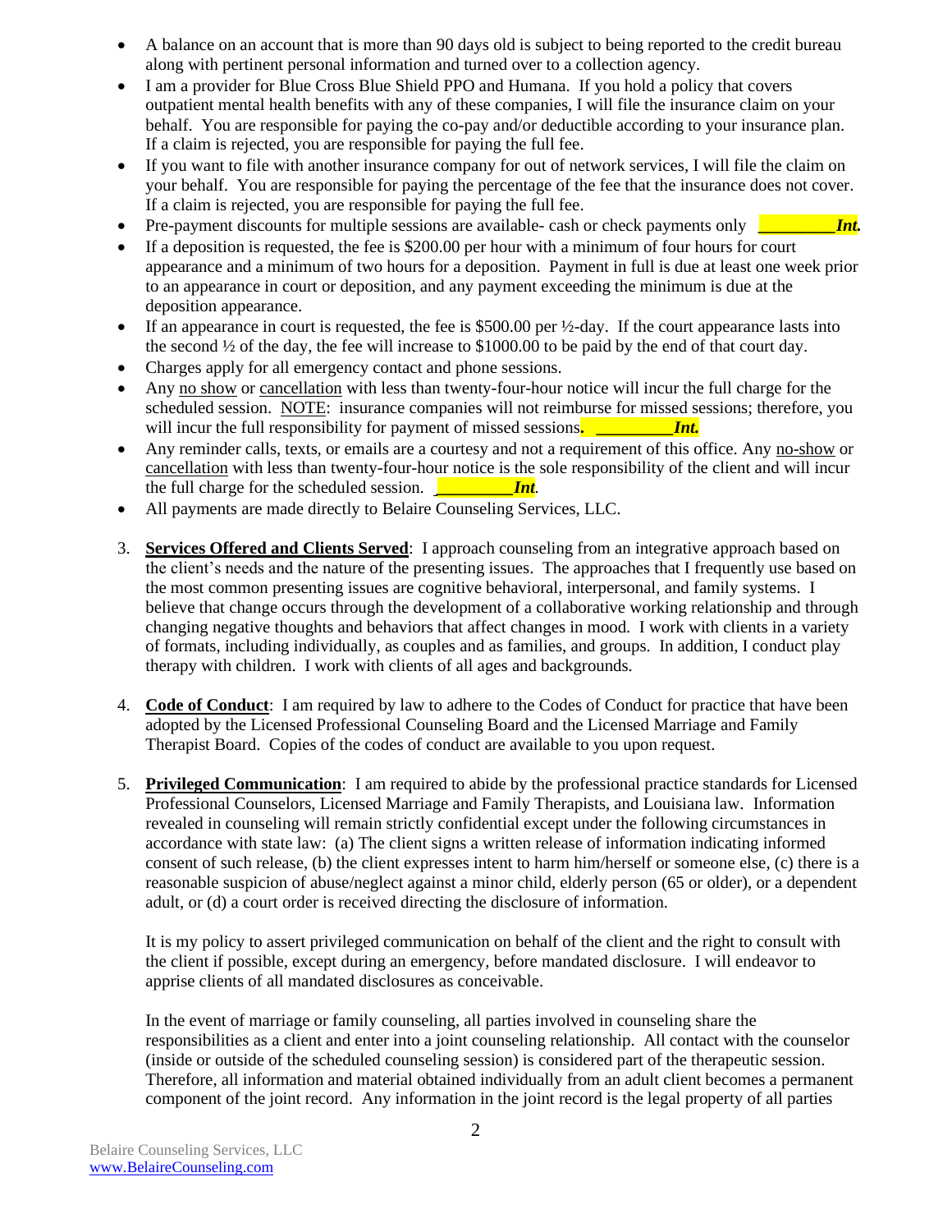- A balance on an account that is more than 90 days old is subject to being reported to the credit bureau along with pertinent personal information and turned over to a collection agency.
- I am a provider for Blue Cross Blue Shield PPO and Humana. If you hold a policy that covers outpatient mental health benefits with any of these companies, I will file the insurance claim on your behalf. You are responsible for paying the co-pay and/or deductible according to your insurance plan. If a claim is rejected, you are responsible for paying the full fee.
- If you want to file with another insurance company for out of network services, I will file the claim on your behalf. You are responsible for paying the percentage of the fee that the insurance does not cover. If a claim is rejected, you are responsible for paying the full fee.
- Pre-payment discounts for multiple sessions are available- cash or check payments only **_________*Int.***
- If a deposition is requested, the fee is $200.00 per hour with a minimum of four hours for court appearance and a minimum of two hours for a deposition. Payment in full is due at least one week prior to an appearance in court or deposition, and any payment exceeding the minimum is due at the deposition appearance.
- If an appearance in court is requested, the fee is $500.00 per ½-day. If the court appearance lasts into the second ½ of the day, the fee will increase to $1000.00 to be paid by the end of that court day.
- Charges apply for all emergency contact and phone sessions.
- Any no show or cancellation with less than twenty-four-hour notice will incur the full charge for the scheduled session. NOTE: insurance companies will not reimburse for missed sessions; therefore, you will incur the full responsibility for payment of missed sessions**. _________*Int.***
- Any reminder calls, texts, or emails are a courtesy and not a requirement of this office. Any no-show or cancellation with less than twenty-four-hour notice is the sole responsibility of the client and will incur the full charge for the scheduled session. **_________*Int***.
- All payments are made directly to Belaire Counseling Services, LLC.

3. **Services Offered and Clients Served**: I approach counseling from an integrative approach based on the client's needs and the nature of the presenting issues. The approaches that I frequently use based on the most common presenting issues are cognitive behavioral, interpersonal, and family systems. I believe that change occurs through the development of a collaborative working relationship and through changing negative thoughts and behaviors that affect changes in mood. I work with clients in a variety of formats, including individually, as couples and as families, and groups. In addition, I conduct play therapy with children. I work with clients of all ages and backgrounds.

4. **Code of Conduct**: I am required by law to adhere to the Codes of Conduct for practice that have been adopted by the Licensed Professional Counseling Board and the Licensed Marriage and Family Therapist Board. Copies of the codes of conduct are available to you upon request.

5. **Privileged Communication**: I am required to abide by the professional practice standards for Licensed Professional Counselors, Licensed Marriage and Family Therapists, and Louisiana law. Information revealed in counseling will remain strictly confidential except under the following circumstances in accordance with state law: (a) The client signs a written release of information indicating informed consent of such release, (b) the client expresses intent to harm him/herself or someone else, (c) there is a reasonable suspicion of abuse/neglect against a minor child, elderly person (65 or older), or a dependent adult, or (d) a court order is received directing the disclosure of information.

   It is my policy to assert privileged communication on behalf of the client and the right to consult with the client if possible, except during an emergency, before mandated disclosure. I will endeavor to apprise clients of all mandated disclosures as conceivable.

   In the event of marriage or family counseling, all parties involved in counseling share the responsibilities as a client and enter into a joint counseling relationship. All contact with the counselor (inside or outside of the scheduled counseling session) is considered part of the therapeutic session. Therefore, all information and material obtained individually from an adult client becomes a permanent component of the joint record. Any information in the joint record is the legal property of all parties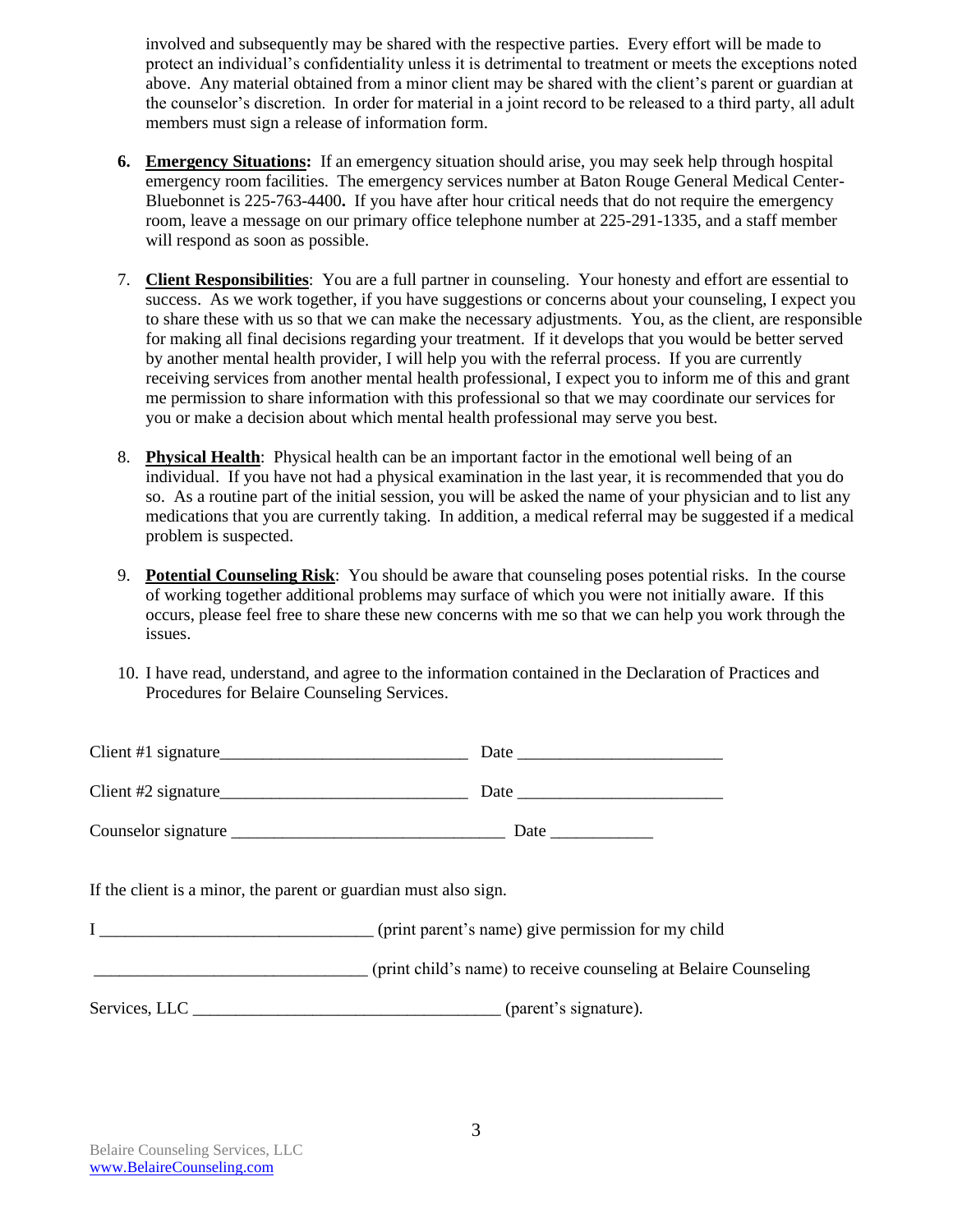involved and subsequently may be shared with the respective parties. Every effort will be made to protect an individual's confidentiality unless it is detrimental to treatment or meets the exceptions noted above. Any material obtained from a minor client may be shared with the client's parent or guardian at the counselor's discretion. In order for material in a joint record to be released to a third party, all adult members must sign a release of information form.

6. **Emergency Situations:** If an emergency situation should arise, you may seek help through hospital emergency room facilities. The emergency services number at Baton Rouge General Medical Center-Bluebonnet is 225-763-4400**.** If you have after hour critical needs that do not require the emergency room, leave a message on our primary office telephone number at 225-291-1335, and a staff member will respond as soon as possible.

7. **Client Responsibilities**: You are a full partner in counseling. Your honesty and effort are essential to success. As we work together, if you have suggestions or concerns about your counseling, I expect you to share these with us so that we can make the necessary adjustments. You, as the client, are responsible for making all final decisions regarding your treatment. If it develops that you would be better served by another mental health provider, I will help you with the referral process. If you are currently receiving services from another mental health professional, I expect you to inform me of this and grant me permission to share information with this professional so that we may coordinate our services for you or make a decision about which mental health professional may serve you best.

8. **Physical Health**: Physical health can be an important factor in the emotional well being of an individual. If you have not had a physical examination in the last year, it is recommended that you do so. As a routine part of the initial session, you will be asked the name of your physician and to list any medications that you are currently taking. In addition, a medical referral may be suggested if a medical problem is suspected.

9. **Potential Counseling Risk**: You should be aware that counseling poses potential risks. In the course of working together additional problems may surface of which you were not initially aware. If this occurs, please feel free to share these new concerns with me so that we can help you work through the issues.

10. I have read, understand, and agree to the information contained in the Declaration of Practices and Procedures for Belaire Counseling Services.

Client #1 signature_____________________________ Date _______________________

Client #2 signature_____________________________ Date _______________________

Counselor signature ________________________________ Date ___________

If the client is a minor, the parent or guardian must also sign.

I _______________________________ (print parent's name) give permission for my child

_______________________________ (print child's name) to receive counseling at Belaire Counseling

Services, LLC ___________________________________ (parent's signature).

Belaire Counseling Services, LLC
www.BelaireCounseling.com